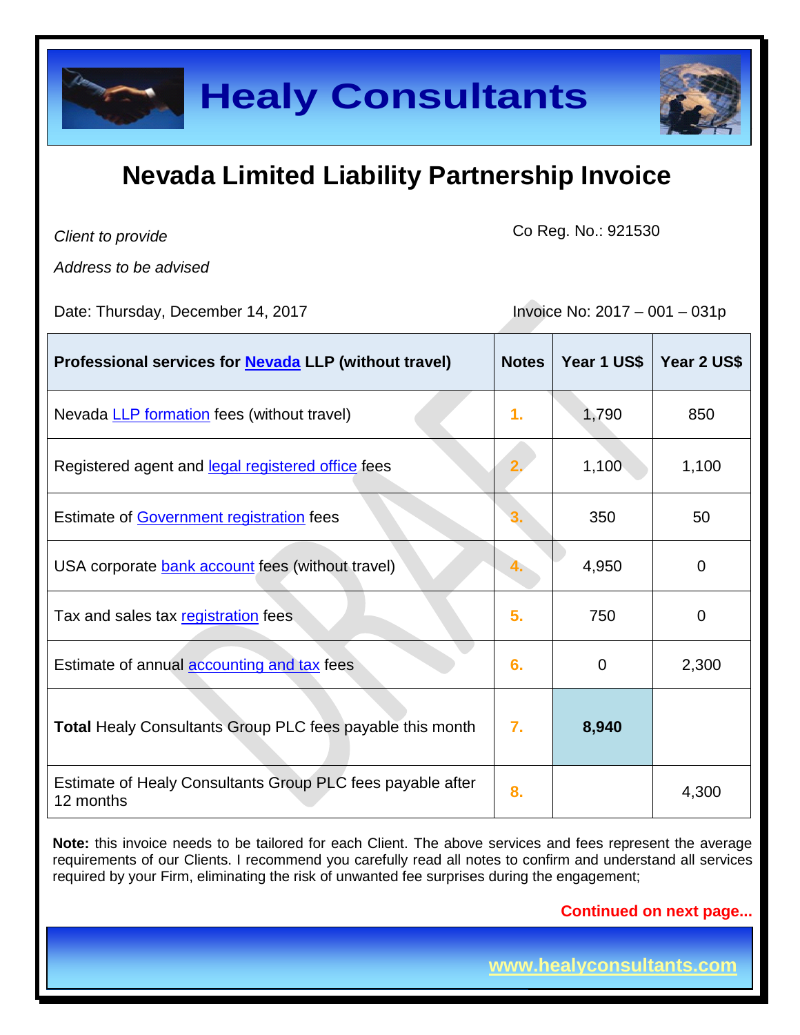# Healy Consultants

## Nevada Limited Liability Partnership Invoice

*Client to provide*

*Address to be advised*

Co Reg. No.: 921530

Date: Thursday, December 14, 2017

Invoice No: 2017 – 001 – 031p

| Professional services for Nevada LLP (without travel) | Notes | Year 1 US$ | Year 2 US$ |
|---|---|---|---|
| Nevada LLP formation fees (without travel) | 1. | 1,790 | 850 |
| Registered agent and legal registered office fees | 2. | 1,100 | 1,100 |
| Estimate of Government registration fees | 3. | 350 | 50 |
| USA corporate bank account fees (without travel) | 4. | 4,950 | 0 |
| Tax and sales tax registration fees | 5. | 750 | 0 |
| Estimate of annual accounting and tax fees | 6. | 0 | 2,300 |
| **Total** Healy Consultants Group PLC fees payable this month | 7. | **8,940** | |
| Estimate of Healy Consultants Group PLC fees payable after 12 months | 8. | | 4,300 |

**Note:** this invoice needs to be tailored for each Client. The above services and fees represent the average requirements of our Clients. I recommend you carefully read all notes to confirm and understand all services required by your Firm, eliminating the risk of unwanted fee surprises during the engagement;

**Continued on next page...**

www.healyconsultants.com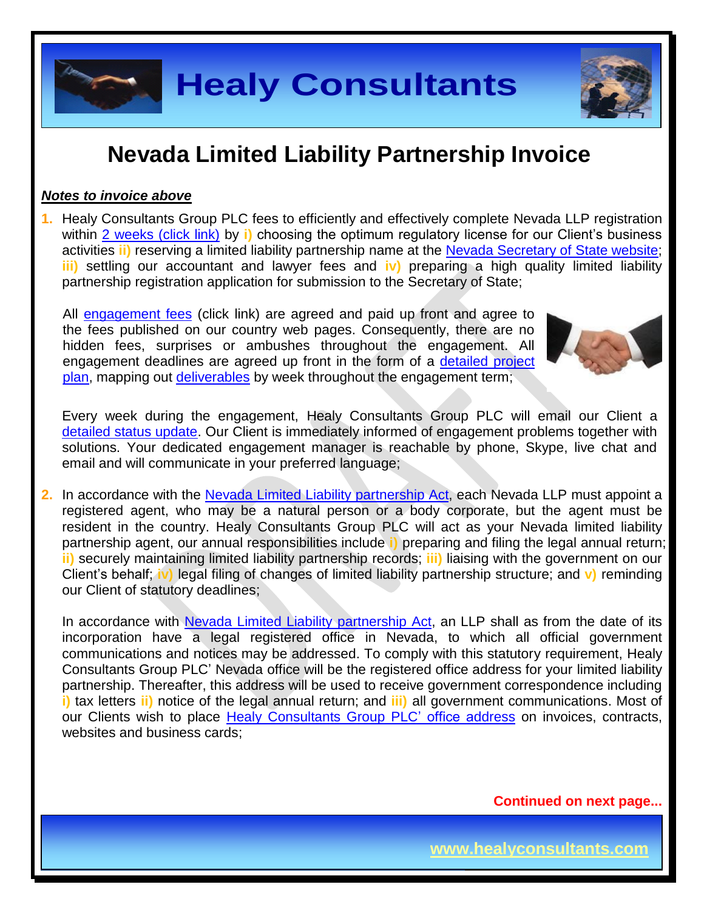# Nevada Limited Liability Partnership Invoice

***Notes to invoice above***

1. Healy Consultants Group PLC fees to efficiently and effectively complete Nevada LLP registration within 2 weeks (click link) by **i)** choosing the optimum regulatory license for our Client's business activities **ii)** reserving a limited liability partnership name at the Nevada Secretary of State website; **iii)** settling our accountant and lawyer fees and **iv)** preparing a high quality limited liability partnership registration application for submission to the Secretary of State;

   All engagement fees (click link) are agreed and paid up front and agree to the fees published on our country web pages. Consequently, there are no hidden fees, surprises or ambushes throughout the engagement. All engagement deadlines are agreed up front in the form of a detailed project plan, mapping out deliverables by week throughout the engagement term;

   Every week during the engagement, Healy Consultants Group PLC will email our Client a detailed status update. Our Client is immediately informed of engagement problems together with solutions. Your dedicated engagement manager is reachable by phone, Skype, live chat and email and will communicate in your preferred language;

2. In accordance with the Nevada Limited Liability partnership Act, each Nevada LLP must appoint a registered agent, who may be a natural person or a body corporate, but the agent must be resident in the country. Healy Consultants Group PLC will act as your Nevada limited liability partnership agent, our annual responsibilities include **i)** preparing and filing the legal annual return; **ii)** securely maintaining limited liability partnership records; **iii)** liaising with the government on our Client's behalf; **iv)** legal filing of changes of limited liability partnership structure; and **v)** reminding our Client of statutory deadlines;

   In accordance with Nevada Limited Liability partnership Act, an LLP shall as from the date of its incorporation have a legal registered office in Nevada, to which all official government communications and notices may be addressed. To comply with this statutory requirement, Healy Consultants Group PLC' Nevada office will be the registered office address for your limited liability partnership. Thereafter, this address will be used to receive government correspondence including **i)** tax letters **ii)** notice of the legal annual return; and **iii)** all government communications. Most of our Clients wish to place Healy Consultants Group PLC' office address on invoices, contracts, websites and business cards;

**Continued on next page...**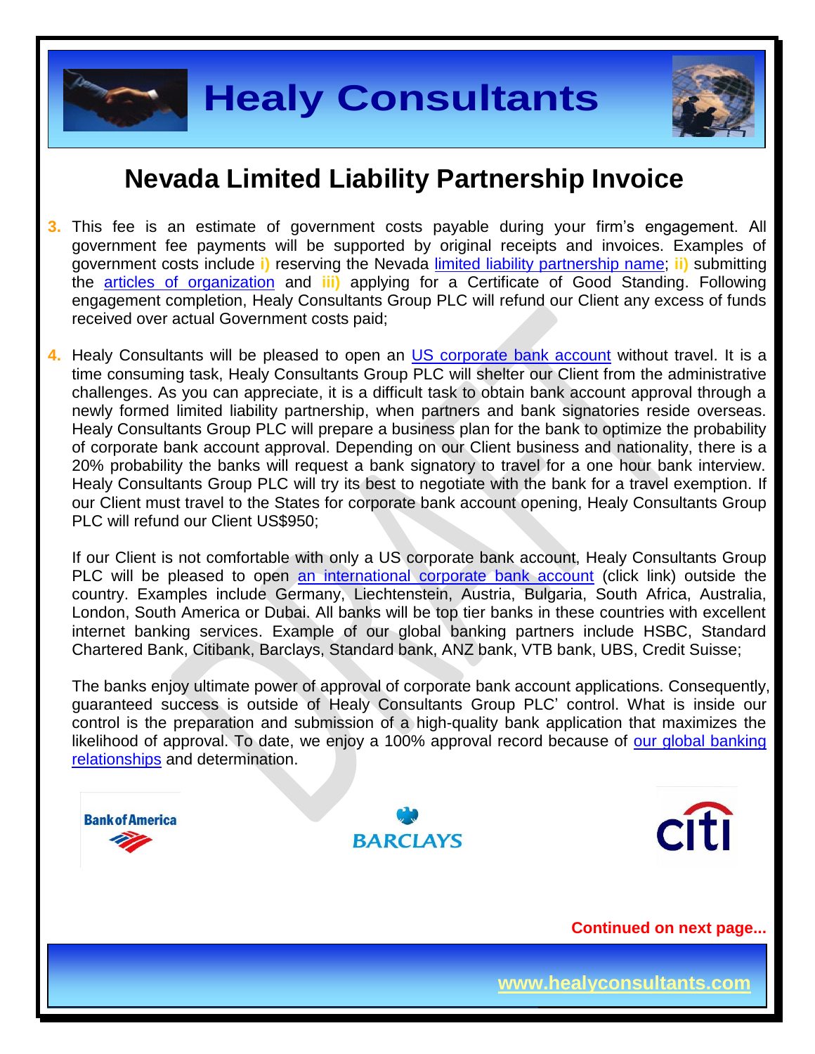# Nevada Limited Liability Partnership Invoice

3. This fee is an estimate of government costs payable during your firm's engagement. All government fee payments will be supported by original receipts and invoices. Examples of government costs include **i)** reserving the Nevada limited liability partnership name; **ii)** submitting the articles of organization and **iii)** applying for a Certificate of Good Standing. Following engagement completion, Healy Consultants Group PLC will refund our Client any excess of funds received over actual Government costs paid;

4. Healy Consultants will be pleased to open an US corporate bank account without travel. It is a time consuming task, Healy Consultants Group PLC will shelter our Client from the administrative challenges. As you can appreciate, it is a difficult task to obtain bank account approval through a newly formed limited liability partnership, when partners and bank signatories reside overseas. Healy Consultants Group PLC will prepare a business plan for the bank to optimize the probability of corporate bank account approval. Depending on our Client business and nationality, there is a 20% probability the banks will request a bank signatory to travel for a one hour bank interview. Healy Consultants Group PLC will try its best to negotiate with the bank for a travel exemption. If our Client must travel to the States for corporate bank account opening, Healy Consultants Group PLC will refund our Client US$950;

   If our Client is not comfortable with only a US corporate bank account, Healy Consultants Group PLC will be pleased to open an international corporate bank account (click link) outside the country. Examples include Germany, Liechtenstein, Austria, Bulgaria, South Africa, Australia, London, South America or Dubai. All banks will be top tier banks in these countries with excellent internet banking services. Example of our global banking partners include HSBC, Standard Chartered Bank, Citibank, Barclays, Standard bank, ANZ bank, VTB bank, UBS, Credit Suisse;

   The banks enjoy ultimate power of approval of corporate bank account applications. Consequently, guaranteed success is outside of Healy Consultants Group PLC' control. What is inside our control is the preparation and submission of a high-quality bank application that maximizes the likelihood of approval. To date, we enjoy a 100% approval record because of our global banking relationships and determination.

**Continued on next page...**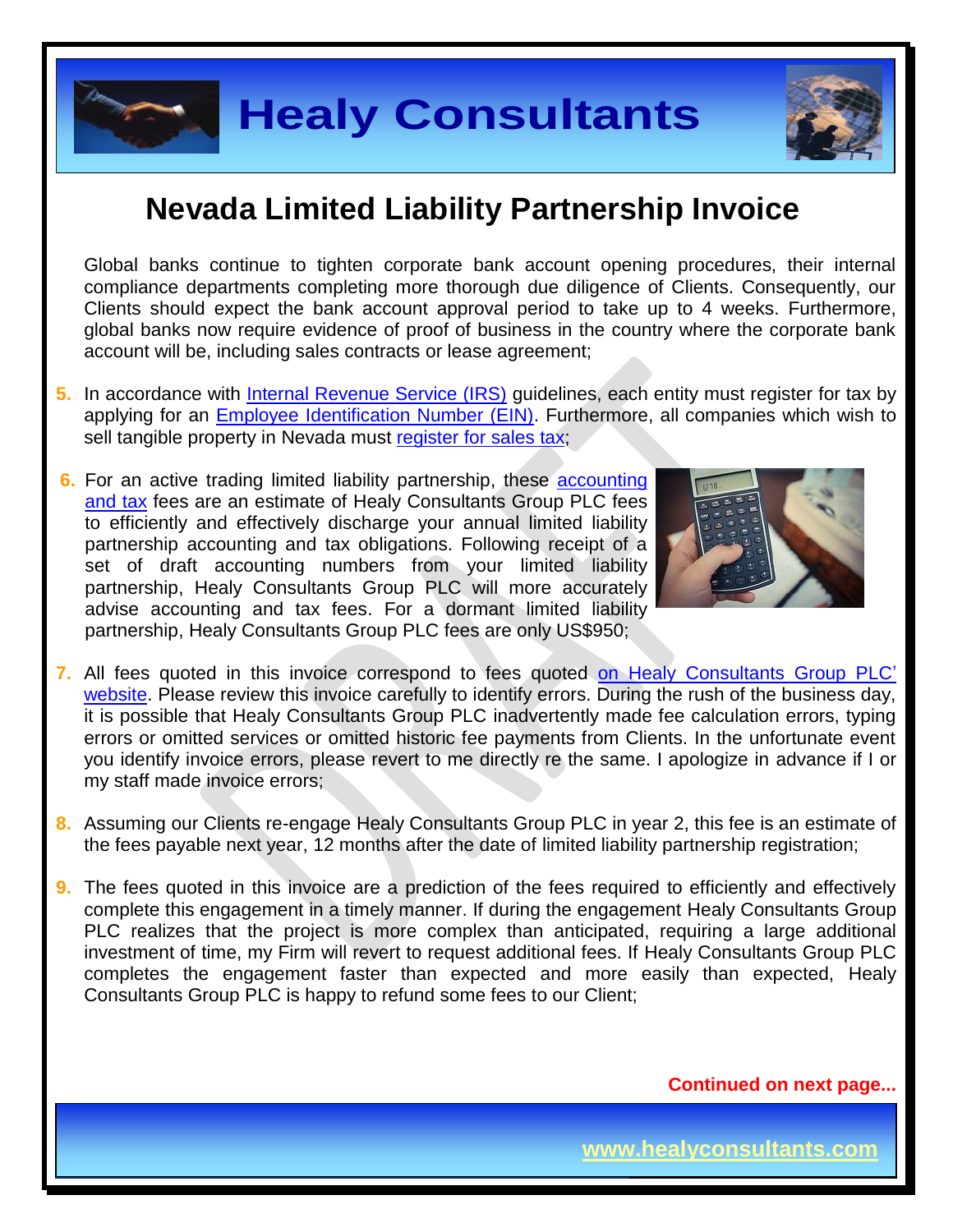## Nevada Limited Liability Partnership Invoice

Global banks continue to tighten corporate bank account opening procedures, their internal compliance departments completing more thorough due diligence of Clients. Consequently, our Clients should expect the bank account approval period to take up to 4 weeks. Furthermore, global banks now require evidence of proof of business in the country where the corporate bank account will be, including sales contracts or lease agreement;

5. In accordance with Internal Revenue Service (IRS) guidelines, each entity must register for tax by applying for an Employee Identification Number (EIN). Furthermore, all companies which wish to sell tangible property in Nevada must register for sales tax;

6. For an active trading limited liability partnership, these accounting and tax fees are an estimate of Healy Consultants Group PLC fees to efficiently and effectively discharge your annual limited liability partnership accounting and tax obligations. Following receipt of a set of draft accounting numbers from your limited liability partnership, Healy Consultants Group PLC will more accurately advise accounting and tax fees. For a dormant limited liability partnership, Healy Consultants Group PLC fees are only US$950;

7. All fees quoted in this invoice correspond to fees quoted on Healy Consultants Group PLC' website. Please review this invoice carefully to identify errors. During the rush of the business day, it is possible that Healy Consultants Group PLC inadvertently made fee calculation errors, typing errors or omitted services or omitted historic fee payments from Clients. In the unfortunate event you identify invoice errors, please revert to me directly re the same. I apologize in advance if I or my staff made invoice errors;

8. Assuming our Clients re-engage Healy Consultants Group PLC in year 2, this fee is an estimate of the fees payable next year, 12 months after the date of limited liability partnership registration;

9. The fees quoted in this invoice are a prediction of the fees required to efficiently and effectively complete this engagement in a timely manner. If during the engagement Healy Consultants Group PLC realizes that the project is more complex than anticipated, requiring a large additional investment of time, my Firm will revert to request additional fees. If Healy Consultants Group PLC completes the engagement faster than expected and more easily than expected, Healy Consultants Group PLC is happy to refund some fees to our Client;

**Continued on next page...**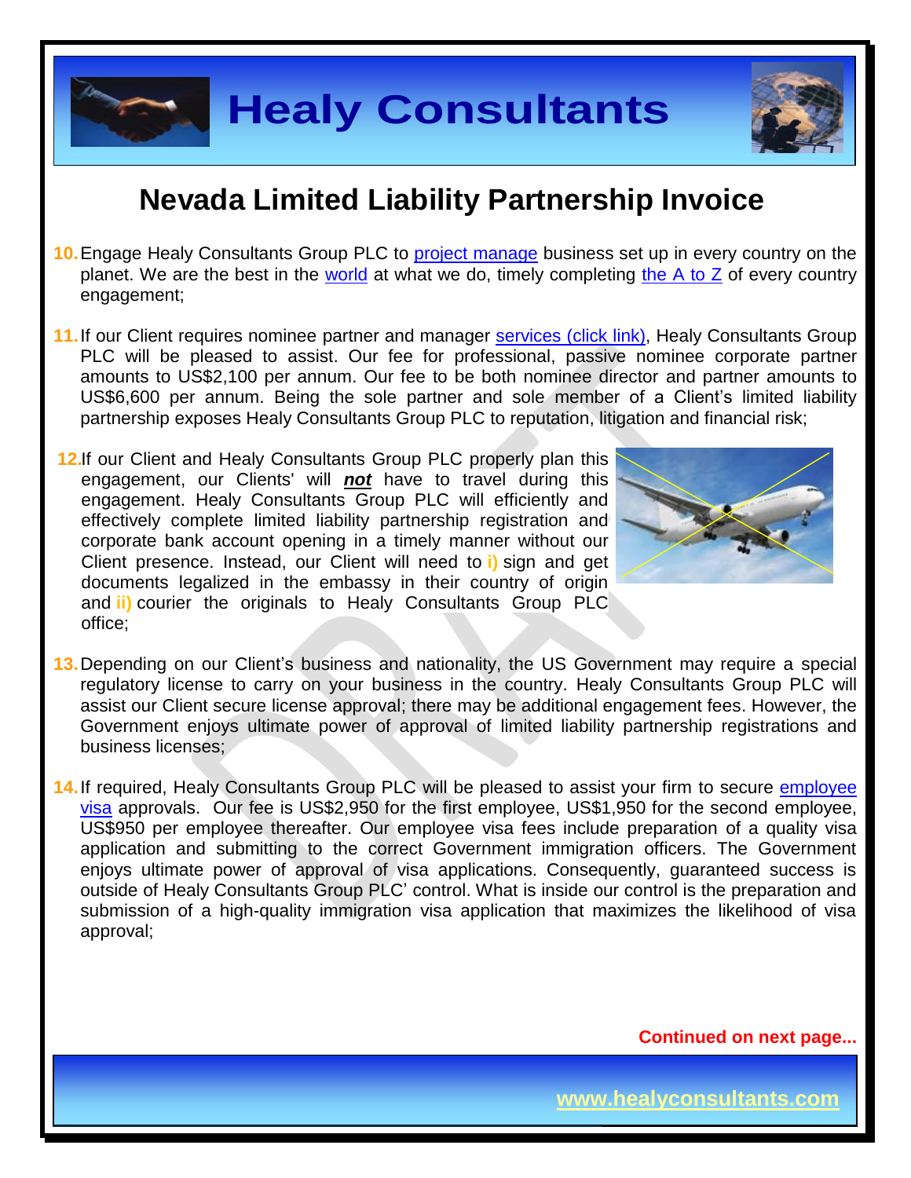# Nevada Limited Liability Partnership Invoice

10. Engage Healy Consultants Group PLC to project manage business set up in every country on the planet. We are the best in the world at what we do, timely completing the A to Z of every country engagement;

11. If our Client requires nominee partner and manager services (click link), Healy Consultants Group PLC will be pleased to assist. Our fee for professional, passive nominee corporate partner amounts to US$2,100 per annum. Our fee to be both nominee director and partner amounts to US$6,600 per annum. Being the sole partner and sole member of a Client's limited liability partnership exposes Healy Consultants Group PLC to reputation, litigation and financial risk;

12. If our Client and Healy Consultants Group PLC properly plan this engagement, our Clients' will ***not*** have to travel during this engagement. Healy Consultants Group PLC will efficiently and effectively complete limited liability partnership registration and corporate bank account opening in a timely manner without our Client presence. Instead, our Client will need to **i)** sign and get documents legalized in the embassy in their country of origin and **ii)** courier the originals to Healy Consultants Group PLC office;

13. Depending on our Client's business and nationality, the US Government may require a special regulatory license to carry on your business in the country. Healy Consultants Group PLC will assist our Client secure license approval; there may be additional engagement fees. However, the Government enjoys ultimate power of approval of limited liability partnership registrations and business licenses;

14. If required, Healy Consultants Group PLC will be pleased to assist your firm to secure employee visa approvals. Our fee is US$2,950 for the first employee, US$1,950 for the second employee, US$950 per employee thereafter. Our employee visa fees include preparation of a quality visa application and submitting to the correct Government immigration officers. The Government enjoys ultimate power of approval of visa applications. Consequently, guaranteed success is outside of Healy Consultants Group PLC' control. What is inside our control is the preparation and submission of a high-quality immigration visa application that maximizes the likelihood of visa approval;

**Continued on next page...**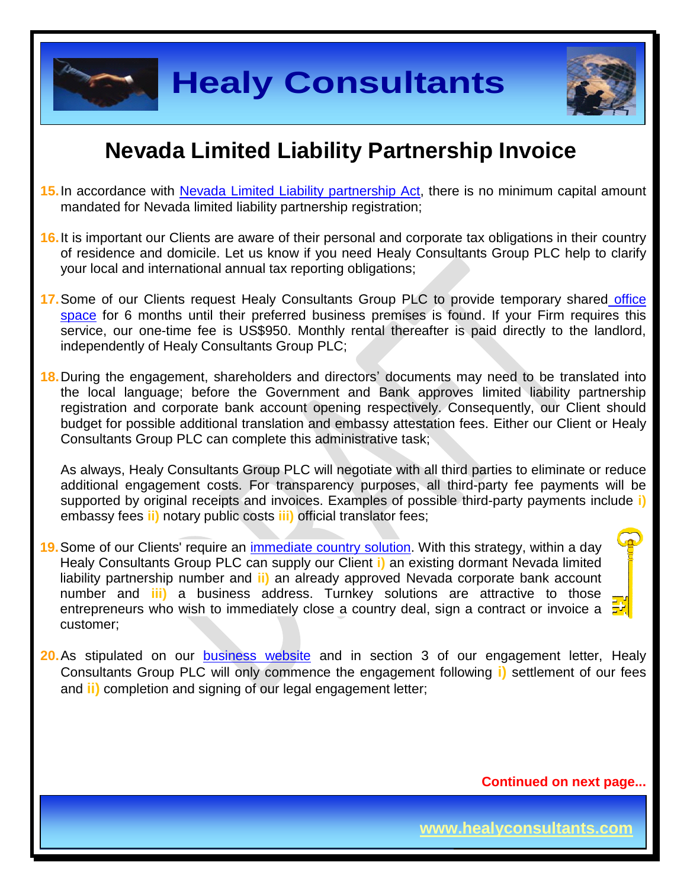# Nevada Limited Liability Partnership Invoice

15. In accordance with [Nevada Limited Liability partnership Act](), there is no minimum capital amount mandated for Nevada limited liability partnership registration;

16. It is important our Clients are aware of their personal and corporate tax obligations in their country of residence and domicile. Let us know if you need Healy Consultants Group PLC help to clarify your local and international annual tax reporting obligations;

17. Some of our Clients request Healy Consultants Group PLC to provide temporary shared [office space]() for 6 months until their preferred business premises is found. If your Firm requires this service, our one-time fee is US$950. Monthly rental thereafter is paid directly to the landlord, independently of Healy Consultants Group PLC;

18. During the engagement, shareholders and directors' documents may need to be translated into the local language; before the Government and Bank approves limited liability partnership registration and corporate bank account opening respectively. Consequently, our Client should budget for possible additional translation and embassy attestation fees. Either our Client or Healy Consultants Group PLC can complete this administrative task;

    As always, Healy Consultants Group PLC will negotiate with all third parties to eliminate or reduce additional engagement costs. For transparency purposes, all third-party fee payments will be supported by original receipts and invoices. Examples of possible third-party payments include **i)** embassy fees **ii)** notary public costs **iii)** official translator fees;

19. Some of our Clients' require an [immediate country solution](). With this strategy, within a day Healy Consultants Group PLC can supply our Client **i)** an existing dormant Nevada limited liability partnership number and **ii)** an already approved Nevada corporate bank account number and **iii)** a business address. Turnkey solutions are attractive to those entrepreneurs who wish to immediately close a country deal, sign a contract or invoice a customer;

20. As stipulated on our [business website]() and in section 3 of our engagement letter, Healy Consultants Group PLC will only commence the engagement following **i)** settlement of our fees and **ii)** completion and signing of our legal engagement letter;

**Continued on next page...**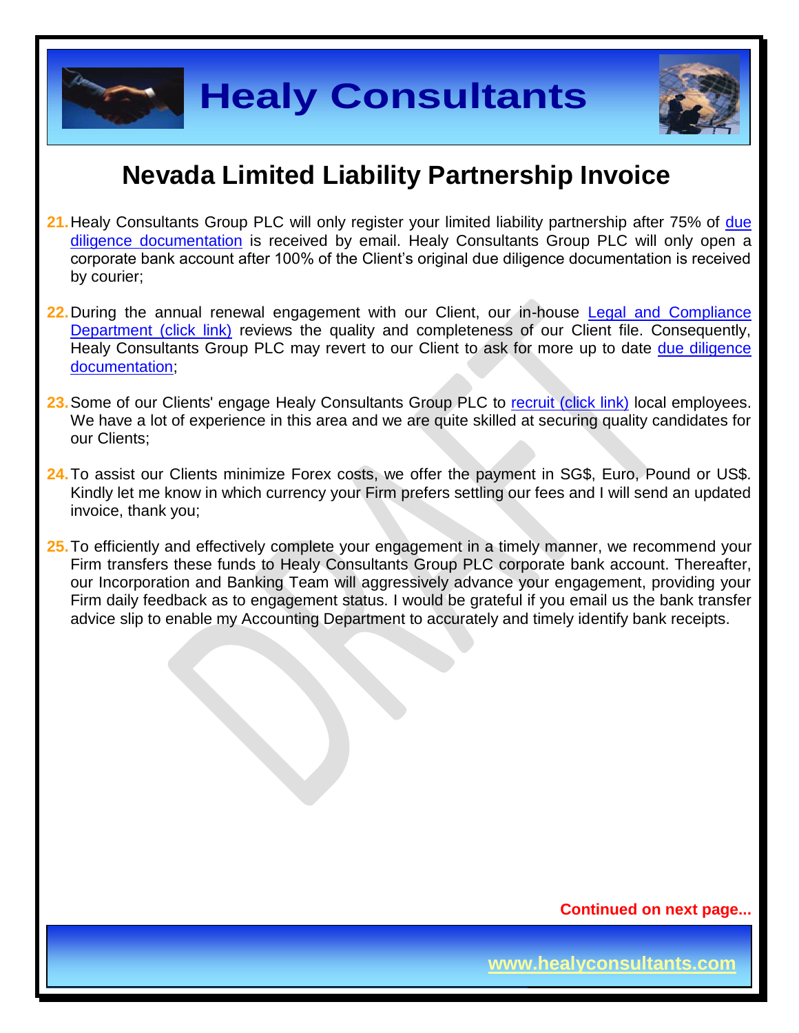## Nevada Limited Liability Partnership Invoice

21. Healy Consultants Group PLC will only register your limited liability partnership after 75% of due diligence documentation is received by email. Healy Consultants Group PLC will only open a corporate bank account after 100% of the Client's original due diligence documentation is received by courier;

22. During the annual renewal engagement with our Client, our in-house Legal and Compliance Department (click link) reviews the quality and completeness of our Client file. Consequently, Healy Consultants Group PLC may revert to our Client to ask for more up to date due diligence documentation;

23. Some of our Clients' engage Healy Consultants Group PLC to recruit (click link) local employees. We have a lot of experience in this area and we are quite skilled at securing quality candidates for our Clients;

24. To assist our Clients minimize Forex costs, we offer the payment in SG$, Euro, Pound or US$. Kindly let me know in which currency your Firm prefers settling our fees and I will send an updated invoice, thank you;

25. To efficiently and effectively complete your engagement in a timely manner, we recommend your Firm transfers these funds to Healy Consultants Group PLC corporate bank account. Thereafter, our Incorporation and Banking Team will aggressively advance your engagement, providing your Firm daily feedback as to engagement status. I would be grateful if you email us the bank transfer advice slip to enable my Accounting Department to accurately and timely identify bank receipts.

**Continued on next page...**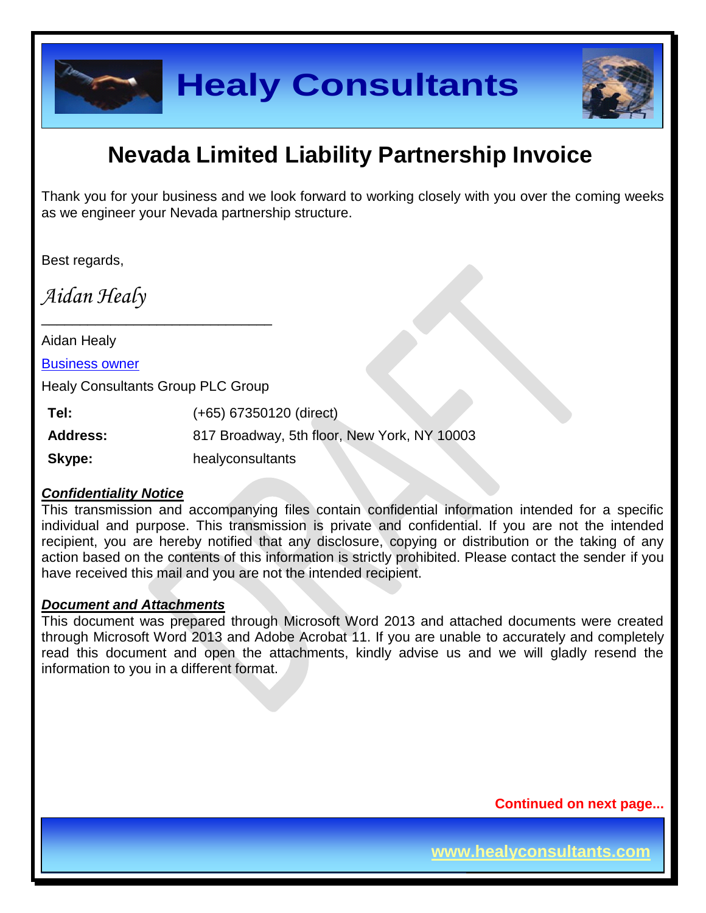# Nevada Limited Liability Partnership Invoice

Thank you for your business and we look forward to working closely with you over the coming weeks as we engineer your Nevada partnership structure.

Best regards,

*Aidan Healy*

\_\_\_\_\_\_\_\_\_\_\_\_\_\_\_\_\_\_\_\_\_\_\_\_\_\_\_\_\_\_

Aidan Healy

[Business owner]

Healy Consultants Group PLC Group

| | |
|---|---|
| **Tel:** | (+65) 67350120 (direct) |
| **Address:** | 817 Broadway, 5th floor, New York, NY 10003 |
| **Skype:** | healyconsultants |

***Confidentiality Notice***

This transmission and accompanying files contain confidential information intended for a specific individual and purpose. This transmission is private and confidential. If you are not the intended recipient, you are hereby notified that any disclosure, copying or distribution or the taking of any action based on the contents of this information is strictly prohibited. Please contact the sender if you have received this mail and you are not the intended recipient.

***Document and Attachments***

This document was prepared through Microsoft Word 2013 and attached documents were created through Microsoft Word 2013 and Adobe Acrobat 11. If you are unable to accurately and completely read this document and open the attachments, kindly advise us and we will gladly resend the information to you in a different format.

**Continued on next page...**